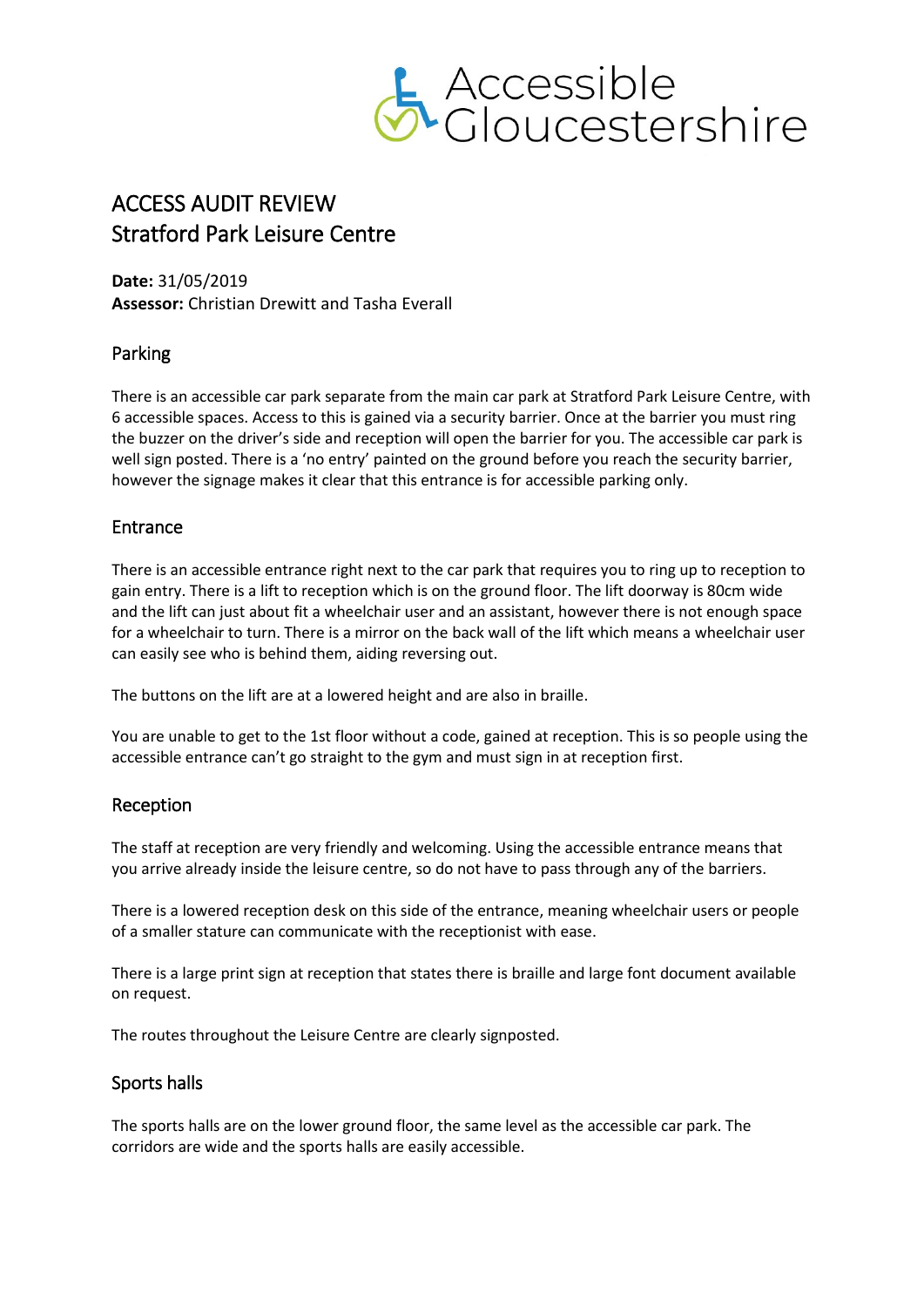# ACCESS AUDIT REVIEW
# Stratford Park Leisure Centre

**Date:** 31/05/2019
**Assessor:** Christian Drewitt and Tasha Everall

## Parking

There is an accessible car park separate from the main car park at Stratford Park Leisure Centre, with 6 accessible spaces. Access to this is gained via a security barrier. Once at the barrier you must ring the buzzer on the driver's side and reception will open the barrier for you. The accessible car park is well sign posted. There is a 'no entry' painted on the ground before you reach the security barrier, however the signage makes it clear that this entrance is for accessible parking only.

## Entrance

There is an accessible entrance right next to the car park that requires you to ring up to reception to gain entry. There is a lift to reception which is on the ground floor. The lift doorway is 80cm wide and the lift can just about fit a wheelchair user and an assistant, however there is not enough space for a wheelchair to turn. There is a mirror on the back wall of the lift which means a wheelchair user can easily see who is behind them, aiding reversing out.

The buttons on the lift are at a lowered height and are also in braille.

You are unable to get to the 1st floor without a code, gained at reception. This is so people using the accessible entrance can't go straight to the gym and must sign in at reception first.

## Reception

The staff at reception are very friendly and welcoming. Using the accessible entrance means that you arrive already inside the leisure centre, so do not have to pass through any of the barriers.

There is a lowered reception desk on this side of the entrance, meaning wheelchair users or people of a smaller stature can communicate with the receptionist with ease.

There is a large print sign at reception that states there is braille and large font document available on request.

The routes throughout the Leisure Centre are clearly signposted.

## Sports halls

The sports halls are on the lower ground floor, the same level as the accessible car park. The corridors are wide and the sports halls are easily accessible.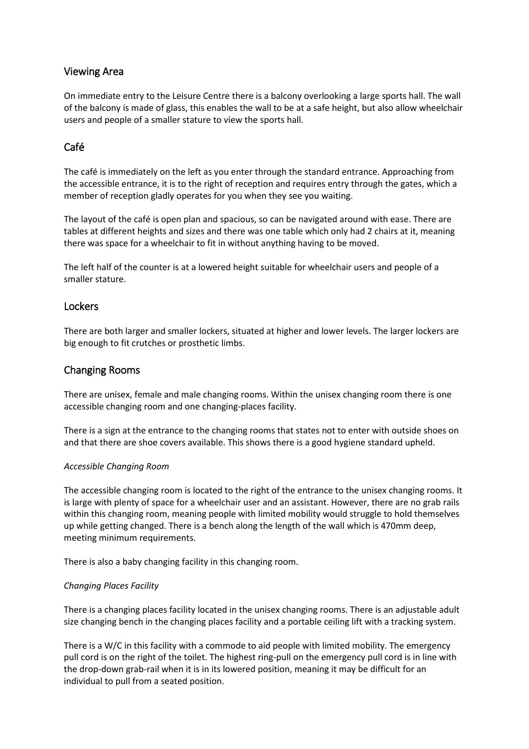## Viewing Area

On immediate entry to the Leisure Centre there is a balcony overlooking a large sports hall. The wall of the balcony is made of glass, this enables the wall to be at a safe height, but also allow wheelchair users and people of a smaller stature to view the sports hall.

## Café

The café is immediately on the left as you enter through the standard entrance. Approaching from the accessible entrance, it is to the right of reception and requires entry through the gates, which a member of reception gladly operates for you when they see you waiting.

The layout of the café is open plan and spacious, so can be navigated around with ease. There are tables at different heights and sizes and there was one table which only had 2 chairs at it, meaning there was space for a wheelchair to fit in without anything having to be moved.

The left half of the counter is at a lowered height suitable for wheelchair users and people of a smaller stature.

## Lockers

There are both larger and smaller lockers, situated at higher and lower levels. The larger lockers are big enough to fit crutches or prosthetic limbs.

## Changing Rooms

There are unisex, female and male changing rooms. Within the unisex changing room there is one accessible changing room and one changing-places facility.

There is a sign at the entrance to the changing rooms that states not to enter with outside shoes on and that there are shoe covers available. This shows there is a good hygiene standard upheld.

*Accessible Changing Room*

The accessible changing room is located to the right of the entrance to the unisex changing rooms. It is large with plenty of space for a wheelchair user and an assistant. However, there are no grab rails within this changing room, meaning people with limited mobility would struggle to hold themselves up while getting changed. There is a bench along the length of the wall which is 470mm deep, meeting minimum requirements.

There is also a baby changing facility in this changing room.

*Changing Places Facility*

There is a changing places facility located in the unisex changing rooms. There is an adjustable adult size changing bench in the changing places facility and a portable ceiling lift with a tracking system.

There is a W/C in this facility with a commode to aid people with limited mobility. The emergency pull cord is on the right of the toilet. The highest ring-pull on the emergency pull cord is in line with the drop-down grab-rail when it is in its lowered position, meaning it may be difficult for an individual to pull from a seated position.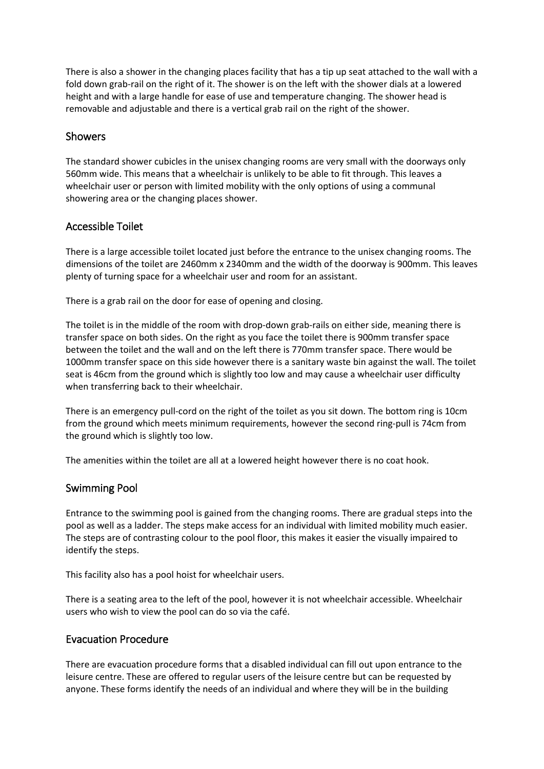There is also a shower in the changing places facility that has a tip up seat attached to the wall with a fold down grab-rail on the right of it. The shower is on the left with the shower dials at a lowered height and with a large handle for ease of use and temperature changing. The shower head is removable and adjustable and there is a vertical grab rail on the right of the shower.

## Showers

The standard shower cubicles in the unisex changing rooms are very small with the doorways only 560mm wide. This means that a wheelchair is unlikely to be able to fit through. This leaves a wheelchair user or person with limited mobility with the only options of using a communal showering area or the changing places shower.

## Accessible Toilet

There is a large accessible toilet located just before the entrance to the unisex changing rooms. The dimensions of the toilet are 2460mm x 2340mm and the width of the doorway is 900mm. This leaves plenty of turning space for a wheelchair user and room for an assistant.

There is a grab rail on the door for ease of opening and closing.

The toilet is in the middle of the room with drop-down grab-rails on either side, meaning there is transfer space on both sides. On the right as you face the toilet there is 900mm transfer space between the toilet and the wall and on the left there is 770mm transfer space. There would be 1000mm transfer space on this side however there is a sanitary waste bin against the wall. The toilet seat is 46cm from the ground which is slightly too low and may cause a wheelchair user difficulty when transferring back to their wheelchair.

There is an emergency pull-cord on the right of the toilet as you sit down. The bottom ring is 10cm from the ground which meets minimum requirements, however the second ring-pull is 74cm from the ground which is slightly too low.

The amenities within the toilet are all at a lowered height however there is no coat hook.

## Swimming Pool

Entrance to the swimming pool is gained from the changing rooms. There are gradual steps into the pool as well as a ladder. The steps make access for an individual with limited mobility much easier. The steps are of contrasting colour to the pool floor, this makes it easier the visually impaired to identify the steps.

This facility also has a pool hoist for wheelchair users.

There is a seating area to the left of the pool, however it is not wheelchair accessible. Wheelchair users who wish to view the pool can do so via the café.

## Evacuation Procedure

There are evacuation procedure forms that a disabled individual can fill out upon entrance to the leisure centre. These are offered to regular users of the leisure centre but can be requested by anyone. These forms identify the needs of an individual and where they will be in the building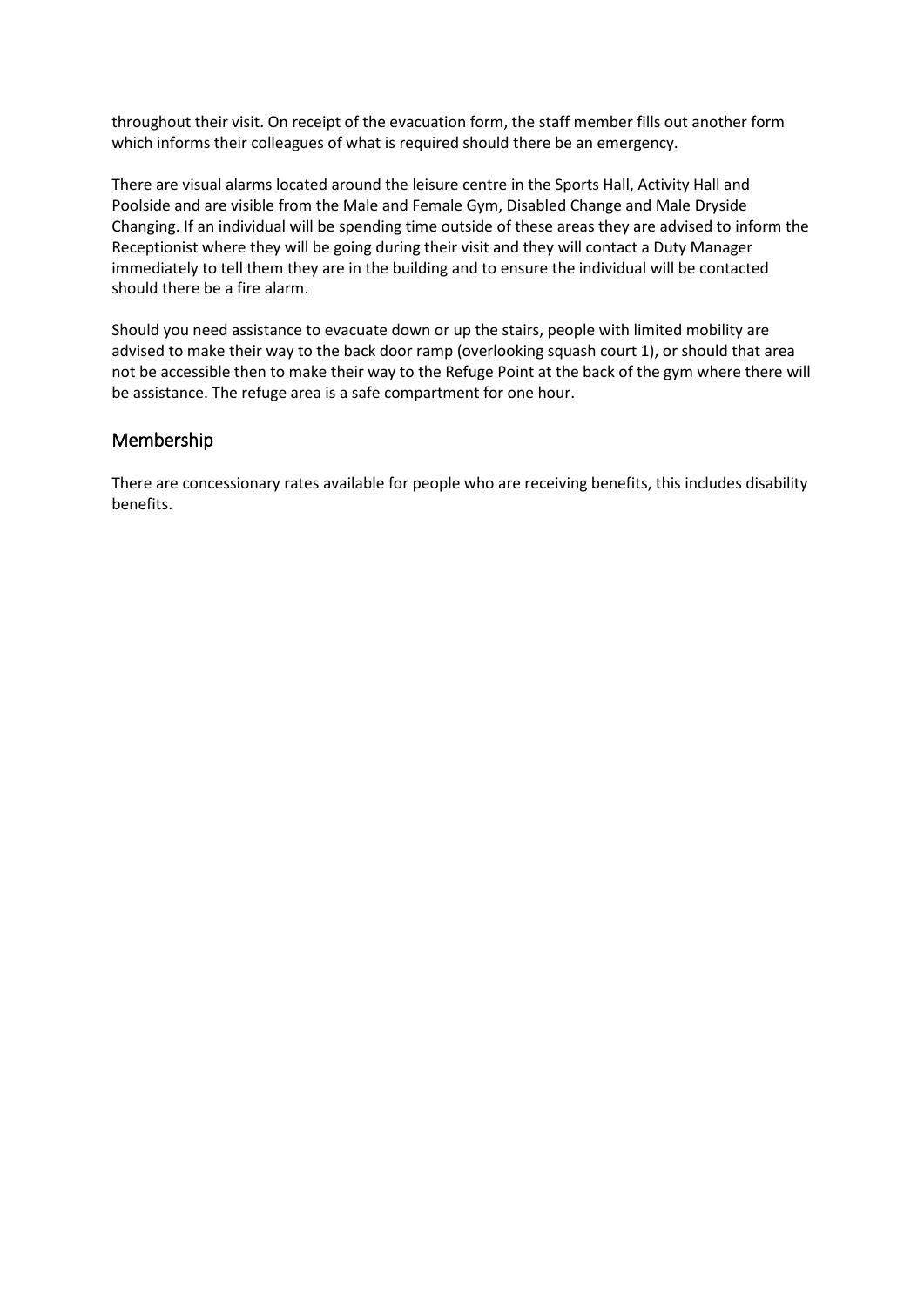throughout their visit. On receipt of the evacuation form, the staff member fills out another form which informs their colleagues of what is required should there be an emergency.

There are visual alarms located around the leisure centre in the Sports Hall, Activity Hall and Poolside and are visible from the Male and Female Gym, Disabled Change and Male Dryside Changing. If an individual will be spending time outside of these areas they are advised to inform the Receptionist where they will be going during their visit and they will contact a Duty Manager immediately to tell them they are in the building and to ensure the individual will be contacted should there be a fire alarm.

Should you need assistance to evacuate down or up the stairs, people with limited mobility are advised to make their way to the back door ramp (overlooking squash court 1), or should that area not be accessible then to make their way to the Refuge Point at the back of the gym where there will be assistance. The refuge area is a safe compartment for one hour.

## Membership

There are concessionary rates available for people who are receiving benefits, this includes disability benefits.